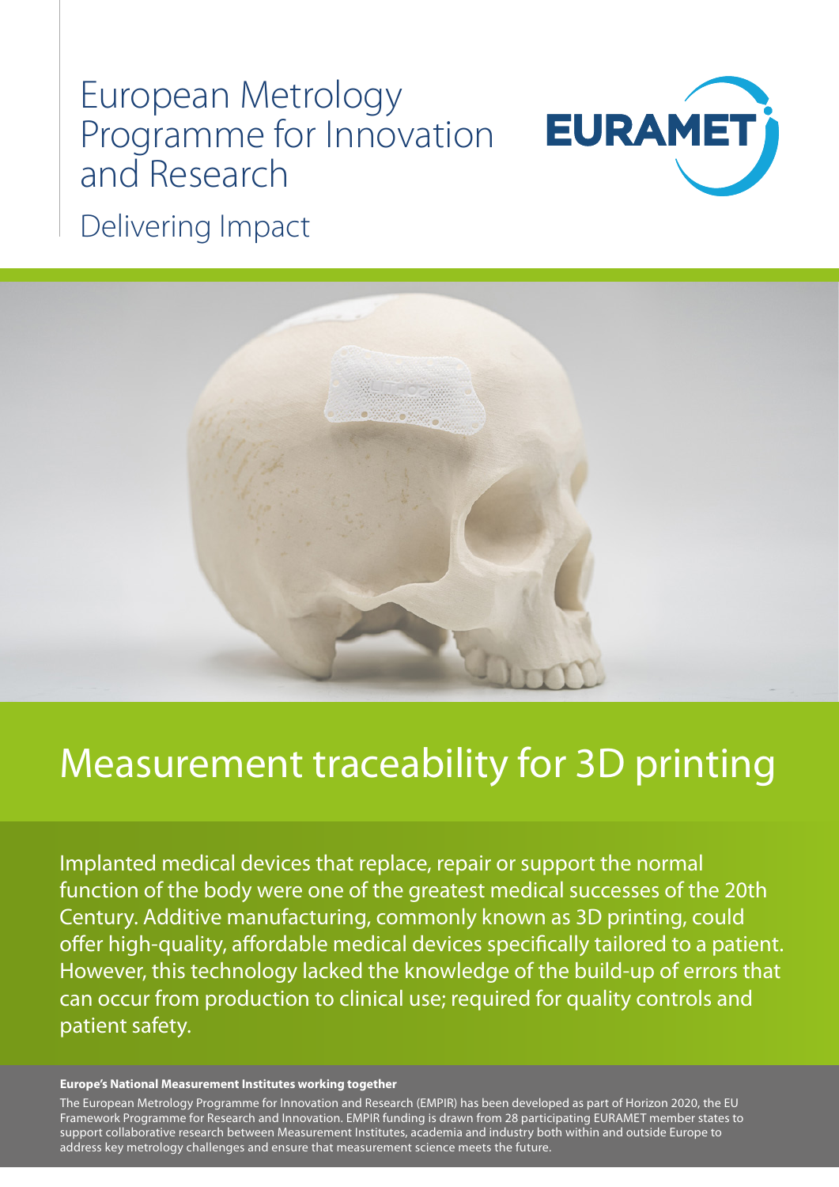# European Metrology Programme for Innovation and Research

Delivering Impact

EURAMET

# Measurement traceability for 3D printing

Implanted medical devices that replace, repair or support the normal function of the body were one of the greatest medical successes of the 20th Century. Additive manufacturing, commonly known as 3D printing, could offer high-quality, affordable medical devices specifically tailored to a patient. However, this technology lacked the knowledge of the build-up of errors that can occur from production to clinical use; required for quality controls and patient safety.

**Europe's National Measurement Institutes working together**

The European Metrology Programme for Innovation and Research (EMPIR) has been developed as part of Horizon 2020, the EU Framework Programme for Research and Innovation. EMPIR funding is drawn from 28 participating EURAMET member states to support collaborative research between Measurement Institutes, academia and industry both within and outside Europe to address key metrology challenges and ensure that measurement science meets the future.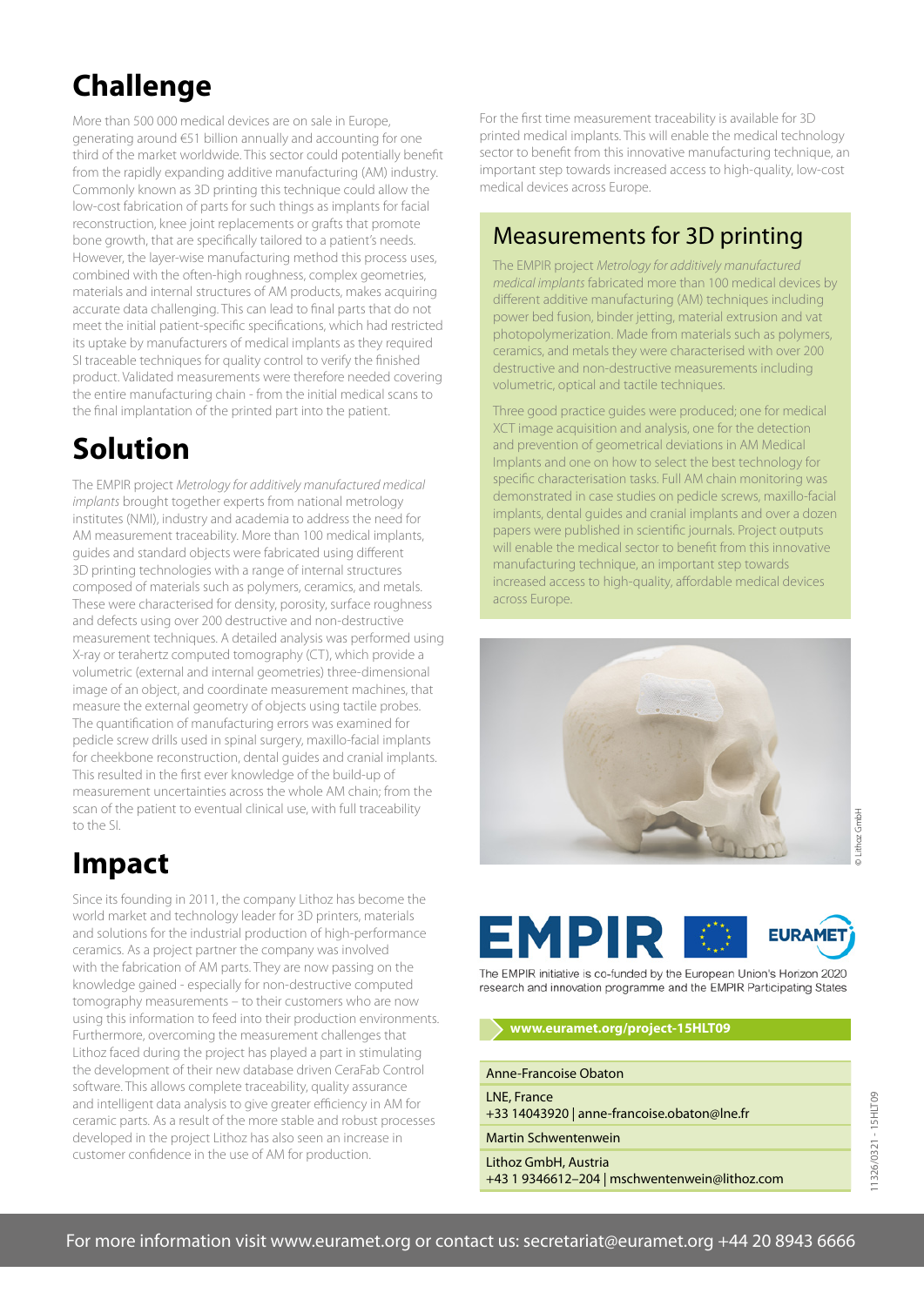# Challenge

More than 500 000 medical devices are on sale in Europe, generating around €51 billion annually and accounting for one third of the market worldwide. This sector could potentially benefit from the rapidly expanding additive manufacturing (AM) industry. Commonly known as 3D printing this technique could allow the low-cost fabrication of parts for such things as implants for facial reconstruction, knee joint replacements or grafts that promote bone growth, that are specifically tailored to a patient's needs. However, the layer-wise manufacturing method this process uses, combined with the often-high roughness, complex geometries, materials and internal structures of AM products, makes acquiring accurate data challenging. This can lead to final parts that do not meet the initial patient-specific specifications, which had restricted its uptake by manufacturers of medical implants as they required SI traceable techniques for quality control to verify the finished product. Validated measurements were therefore needed covering the entire manufacturing chain - from the initial medical scans to the final implantation of the printed part into the patient.

# Solution

The EMPIR project *Metrology for additively manufactured medical implants* brought together experts from national metrology institutes (NMI), industry and academia to address the need for AM measurement traceability. More than 100 medical implants, guides and standard objects were fabricated using different 3D printing technologies with a range of internal structures composed of materials such as polymers, ceramics, and metals. These were characterised for density, porosity, surface roughness and defects using over 200 destructive and non-destructive measurement techniques. A detailed analysis was performed using X-ray or terahertz computed tomography (CT), which provide a volumetric (external and internal geometries) three-dimensional image of an object, and coordinate measurement machines, that measure the external geometry of objects using tactile probes. The quantification of manufacturing errors was examined for pedicle screw drills used in spinal surgery, maxillo-facial implants for cheekbone reconstruction, dental guides and cranial implants. This resulted in the first ever knowledge of the build-up of measurement uncertainties across the whole AM chain; from the scan of the patient to eventual clinical use, with full traceability to the SI.

# Impact

Since its founding in 2011, the company Lithoz has become the world market and technology leader for 3D printers, materials and solutions for the industrial production of high-performance ceramics. As a project partner the company was involved with the fabrication of AM parts. They are now passing on the knowledge gained - especially for non-destructive computed tomography measurements – to their customers who are now using this information to feed into their production environments. Furthermore, overcoming the measurement challenges that Lithoz faced during the project has played a part in stimulating the development of their new database driven CeraFab Control software. This allows complete traceability, quality assurance and intelligent data analysis to give greater efficiency in AM for ceramic parts. As a result of the more stable and robust processes developed in the project Lithoz has also seen an increase in customer confidence in the use of AM for production.

For the first time measurement traceability is available for 3D printed medical implants. This will enable the medical technology sector to benefit from this innovative manufacturing technique, an important step towards increased access to high-quality, low-cost medical devices across Europe.

## Measurements for 3D printing

The EMPIR project *Metrology for additively manufactured medical implants* fabricated more than 100 medical devices by different additive manufacturing (AM) techniques including power bed fusion, binder jetting, material extrusion and vat photopolymerization. Made from materials such as polymers, ceramics, and metals they were characterised with over 200 destructive and non-destructive measurements including volumetric, optical and tactile techniques.

Three good practice guides were produced; one for medical XCT image acquisition and analysis, one for the detection and prevention of geometrical deviations in AM Medical Implants and one on how to select the best technology for specific characterisation tasks. Full AM chain monitoring was demonstrated in case studies on pedicle screws, maxillo-facial implants, dental guides and cranial implants and over a dozen papers were published in scientific journals. Project outputs will enable the medical sector to benefit from this innovative manufacturing technique, an important step towards increased access to high-quality, affordable medical devices across Europe.

© Lithoz GmbH

The EMPIR initiative is co-funded by the European Union's Horizon 2020 research and innovation programme and the EMPIR Participating States

**www.euramet.org/project-15HLT09**

Anne-Francoise Obaton

LNE, France
+33 14043920 | anne-francoise.obaton@lne.fr

Martin Schwentenwein

Lithoz GmbH, Austria
+43 1 9346612–204 | mschwentenwein@lithoz.com

11326/0321 - 15HLT09

For more information visit www.euramet.org or contact us: secretariat@euramet.org +44 20 8943 6666